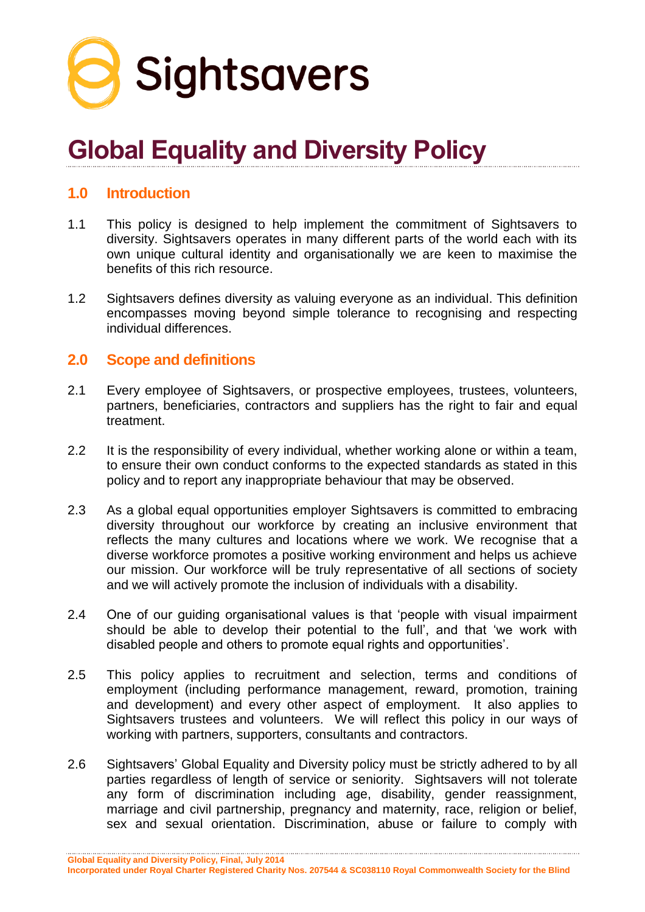Sightsavers

# Global Equality and Diversity Policy

## 1.0 Introduction

1.1 This policy is designed to help implement the commitment of Sightsavers to diversity. Sightsavers operates in many different parts of the world each with its own unique cultural identity and organisationally we are keen to maximise the benefits of this rich resource.

1.2 Sightsavers defines diversity as valuing everyone as an individual. This definition encompasses moving beyond simple tolerance to recognising and respecting individual differences.

## 2.0 Scope and definitions

2.1 Every employee of Sightsavers, or prospective employees, trustees, volunteers, partners, beneficiaries, contractors and suppliers has the right to fair and equal treatment.

2.2 It is the responsibility of every individual, whether working alone or within a team, to ensure their own conduct conforms to the expected standards as stated in this policy and to report any inappropriate behaviour that may be observed.

2.3 As a global equal opportunities employer Sightsavers is committed to embracing diversity throughout our workforce by creating an inclusive environment that reflects the many cultures and locations where we work. We recognise that a diverse workforce promotes a positive working environment and helps us achieve our mission. Our workforce will be truly representative of all sections of society and we will actively promote the inclusion of individuals with a disability.

2.4 One of our guiding organisational values is that 'people with visual impairment should be able to develop their potential to the full', and that 'we work with disabled people and others to promote equal rights and opportunities'.

2.5 This policy applies to recruitment and selection, terms and conditions of employment (including performance management, reward, promotion, training and development) and every other aspect of employment. It also applies to Sightsavers trustees and volunteers. We will reflect this policy in our ways of working with partners, supporters, consultants and contractors.

2.6 Sightsavers' Global Equality and Diversity policy must be strictly adhered to by all parties regardless of length of service or seniority. Sightsavers will not tolerate any form of discrimination including age, disability, gender reassignment, marriage and civil partnership, pregnancy and maternity, race, religion or belief, sex and sexual orientation. Discrimination, abuse or failure to comply with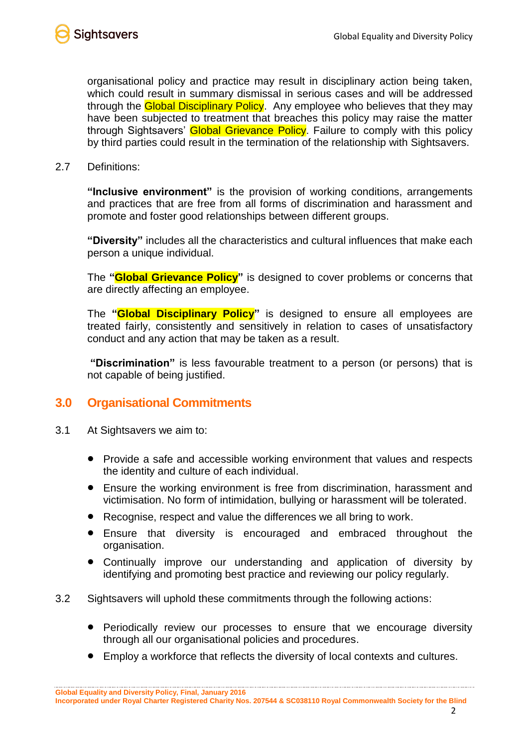organisational policy and practice may result in disciplinary action being taken, which could result in summary dismissal in serious cases and will be addressed through the Global Disciplinary Policy. Any employee who believes that they may have been subjected to treatment that breaches this policy may raise the matter through Sightsavers' Global Grievance Policy. Failure to comply with this policy by third parties could result in the termination of the relationship with Sightsavers.

2.7 Definitions:

**"Inclusive environment"** is the provision of working conditions, arrangements and practices that are free from all forms of discrimination and harassment and promote and foster good relationships between different groups.

**"Diversity"** includes all the characteristics and cultural influences that make each person a unique individual.

The **"Global Grievance Policy"** is designed to cover problems or concerns that are directly affecting an employee.

The **"Global Disciplinary Policy"** is designed to ensure all employees are treated fairly, consistently and sensitively in relation to cases of unsatisfactory conduct and any action that may be taken as a result.

**"Discrimination"** is less favourable treatment to a person (or persons) that is not capable of being justified.

## 3.0 Organisational Commitments

3.1 At Sightsavers we aim to:

- Provide a safe and accessible working environment that values and respects the identity and culture of each individual.
- Ensure the working environment is free from discrimination, harassment and victimisation. No form of intimidation, bullying or harassment will be tolerated.
- Recognise, respect and value the differences we all bring to work.
- Ensure that diversity is encouraged and embraced throughout the organisation.
- Continually improve our understanding and application of diversity by identifying and promoting best practice and reviewing our policy regularly.

3.2 Sightsavers will uphold these commitments through the following actions:

- Periodically review our processes to ensure that we encourage diversity through all our organisational policies and procedures.
- Employ a workforce that reflects the diversity of local contexts and cultures.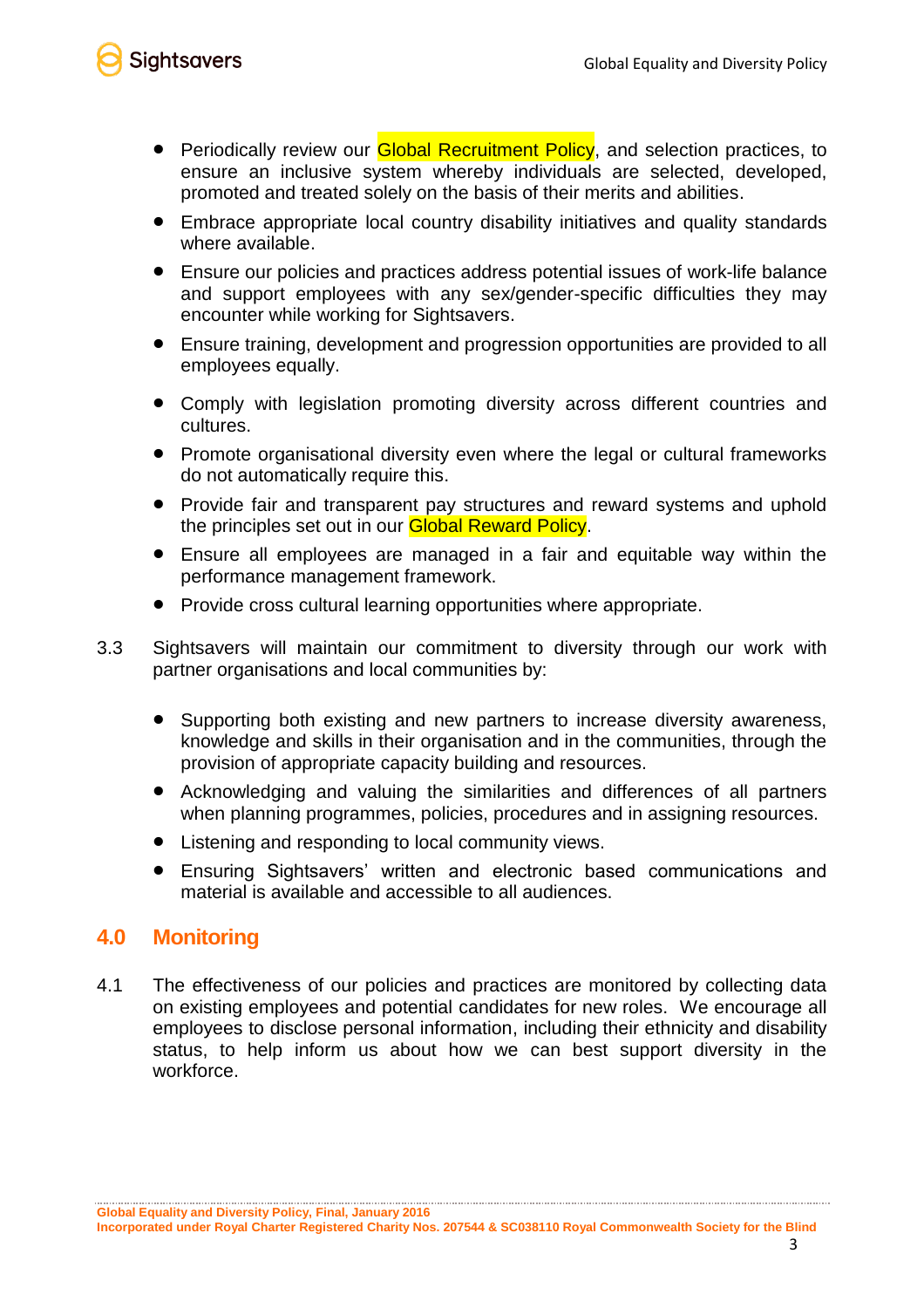- Periodically review our Global Recruitment Policy, and selection practices, to ensure an inclusive system whereby individuals are selected, developed, promoted and treated solely on the basis of their merits and abilities.
- Embrace appropriate local country disability initiatives and quality standards where available.
- Ensure our policies and practices address potential issues of work-life balance and support employees with any sex/gender-specific difficulties they may encounter while working for Sightsavers.
- Ensure training, development and progression opportunities are provided to all employees equally.
- Comply with legislation promoting diversity across different countries and cultures.
- Promote organisational diversity even where the legal or cultural frameworks do not automatically require this.
- Provide fair and transparent pay structures and reward systems and uphold the principles set out in our Global Reward Policy.
- Ensure all employees are managed in a fair and equitable way within the performance management framework.
- Provide cross cultural learning opportunities where appropriate.

3.3 Sightsavers will maintain our commitment to diversity through our work with partner organisations and local communities by:

- Supporting both existing and new partners to increase diversity awareness, knowledge and skills in their organisation and in the communities, through the provision of appropriate capacity building and resources.
- Acknowledging and valuing the similarities and differences of all partners when planning programmes, policies, procedures and in assigning resources.
- Listening and responding to local community views.
- Ensuring Sightsavers' written and electronic based communications and material is available and accessible to all audiences.

## 4.0 Monitoring

4.1 The effectiveness of our policies and practices are monitored by collecting data on existing employees and potential candidates for new roles. We encourage all employees to disclose personal information, including their ethnicity and disability status, to help inform us about how we can best support diversity in the workforce.